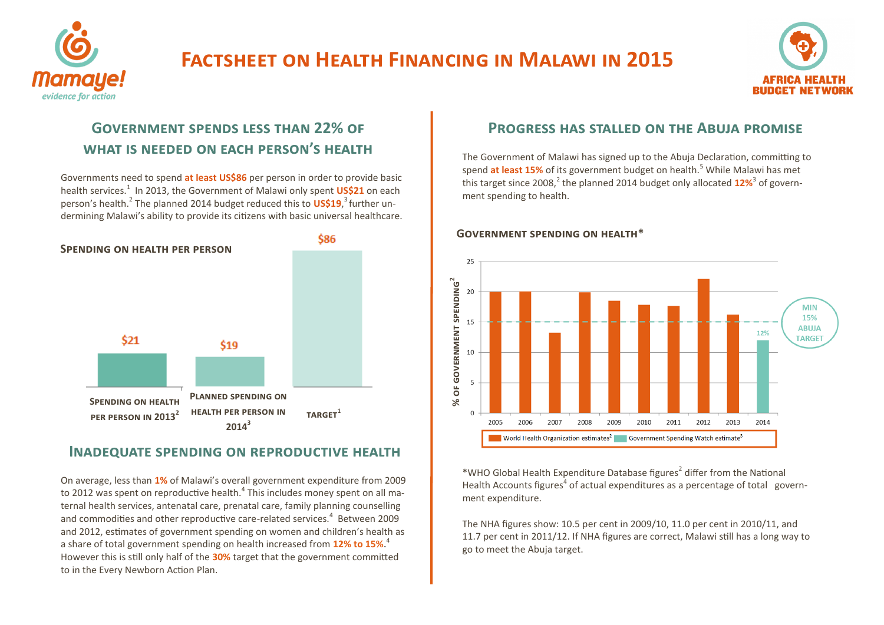# Factsheet on Health Financing in Malawi in 2015

## Government spends less than 22% of what is needed on each person's health

Governments need to spend **at least US$86** per person in order to provide basic health services.[1] In 2013, the Government of Malawi only spent **US$21** on each person's health.[2] The planned 2014 budget reduced this to **US$19**,[3] further undermining Malawi's ability to provide its citizens with basic universal healthcare.

### Spending on health per person

| | Amount |
|---|---|
| Spending on health per person in 2013[2] | $21 |
| Planned spending on health per person in 2014[3] | $19 |
| Target[1] | $86 |

## Inadequate spending on reproductive health

On average, less than **1%** of Malawi's overall government expenditure from 2009 to 2012 was spent on reproductive health.[4] This includes money spent on all maternal health services, antenatal care, prenatal care, family planning counselling and commodities and other reproductive care-related services.[4] Between 2009 and 2012, estimates of government spending on women and children's health as a share of total government spending on health increased from **12% to 15%**.[4] However this is still only half of the **30%** target that the government committed to in the Every Newborn Action Plan.

## Progress has stalled on the Abuja promise

The Government of Malawi has signed up to the Abuja Declaration, committing to spend **at least 15%** of its government budget on health.[5] While Malawi has met this target since 2008,[2] the planned 2014 budget only allocated **12%**[3] of government spending to health.

### Government spending on health*

% of government spending[2] (MIN 15% ABUJA TARGET)

| Year | % of government spending | Source |
|---|---|---|
| 2005 | 20 | World Health Organization estimates[2] |
| 2006 | 20 | World Health Organization estimates[2] |
| 2007 | 13.2 | World Health Organization estimates[2] |
| 2008 | 19.9 | World Health Organization estimates[2] |
| 2009 | 18.5 | World Health Organization estimates[2] |
| 2010 | 17.8 | World Health Organization estimates[2] |
| 2011 | 17.6 | World Health Organization estimates[2] |
| 2012 | 22.1 | World Health Organization estimates[2] |
| 2013 | 16.2 | World Health Organization estimates[2] |
| 2014 | 12% | Government Spending Watch estimate[3] |

*WHO Global Health Expenditure Database figures[2] differ from the National Health Accounts figures[4] of actual expenditures as a percentage of total government expenditure.

The NHA figures show: 10.5 per cent in 2009/10, 11.0 per cent in 2010/11, and 11.7 per cent in 2011/12. If NHA figures are correct, Malawi still has a long way to go to meet the Abuja target.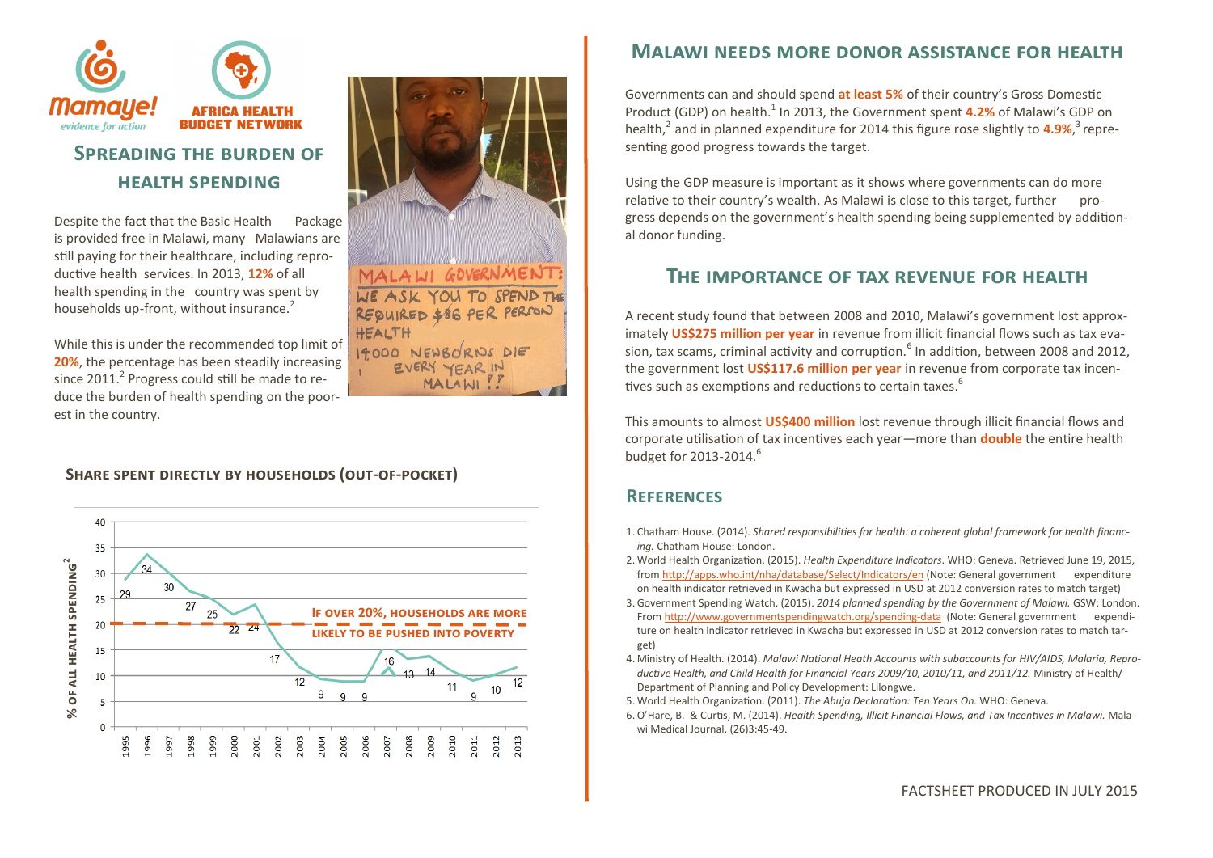Mamaye! evidence for action

AFRICA HEALTH BUDGET NETWORK

## Spreading the burden of health spending

Despite the fact that the Basic Health Package is provided free in Malawi, many Malawians are still paying for their healthcare, including reproductive health services. In 2013, **12%** of all health spending in the country was spent by households up-front, without insurance.[2]

While this is under the recommended top limit of **20%**, the percentage has been steadily increasing since 2011.[2] Progress could still be made to reduce the burden of health spending on the poorest in the country.

MALAWI GOVERNMENT: WE ASK YOU TO SPEND THE REQUIRED $86 PER PERSON HEALTH
14000 NEWBORNS DIE EVERY YEAR IN MALAWI ??

### Share spent directly by households (out-of-pocket)

% OF ALL HEALTH SPENDING[2]

40
35
30
25
20
15
10
5
0

29 34 30 27 25 22 24 17 12 9 9 9 16 13 14 11 9 10 12

1995 1996 1997 1998 1999 2000 2001 2002 2003 2004 2005 2006 2007 2008 2009 2010 2011 2012 2013

If over 20%, households are more likely to be pushed into poverty

## Malawi needs more donor assistance for health

Governments can and should spend **at least 5%** of their country's Gross Domestic Product (GDP) on health.[1] In 2013, the Government spent **4.2%** of Malawi's GDP on health,[2] and in planned expenditure for 2014 this figure rose slightly to **4.9%**,[3] representing good progress towards the target.

Using the GDP measure is important as it shows where governments can do more relative to their country's wealth. As Malawi is close to this target, further progress depends on the government's health spending being supplemented by additional donor funding.

## The importance of tax revenue for health

A recent study found that between 2008 and 2010, Malawi's government lost approximately **US$275 million per year** in revenue from illicit financial flows such as tax evasion, tax scams, criminal activity and corruption.[6] In addition, between 2008 and 2012, the government lost **US$117.6 million per year** in revenue from corporate tax incentives such as exemptions and reductions to certain taxes.[6]

This amounts to almost **US$400 million** lost revenue through illicit financial flows and corporate utilisation of tax incentives each year—more than **double** the entire health budget for 2013-2014.[6]

## References

1. Chatham House. (2014). *Shared responsibilities for health: a coherent global framework for health financing.* Chatham House: London.
2. World Health Organization. (2015). *Health Expenditure Indicators*. WHO: Geneva. Retrieved June 19, 2015, from http://apps.who.int/nha/database/Select/Indicators/en (Note: General government expenditure on health indicator retrieved in Kwacha but expressed in USD at 2012 conversion rates to match target)
3. Government Spending Watch. (2015). *2014 planned spending by the Government of Malawi.* GSW: London. From http://www.governmentspendingwatch.org/spending-data (Note: General government expenditure on health indicator retrieved in Kwacha but expressed in USD at 2012 conversion rates to match target)
4. Ministry of Health. (2014). *Malawi National Heath Accounts with subaccounts for HIV/AIDS, Malaria, Reproductive Health, and Child Health for Financial Years 2009/10, 2010/11, and 2011/12.* Ministry of Health/ Department of Planning and Policy Development: Lilongwe.
5. World Health Organization. (2011). *The Abuja Declaration: Ten Years On.* WHO: Geneva.
6. O'Hare, B. & Curtis, M. (2014). *Health Spending, Illicit Financial Flows, and Tax Incentives in Malawi.* Malawi Medical Journal, (26)3:45-49.

FACTSHEET PRODUCED IN JULY 2015